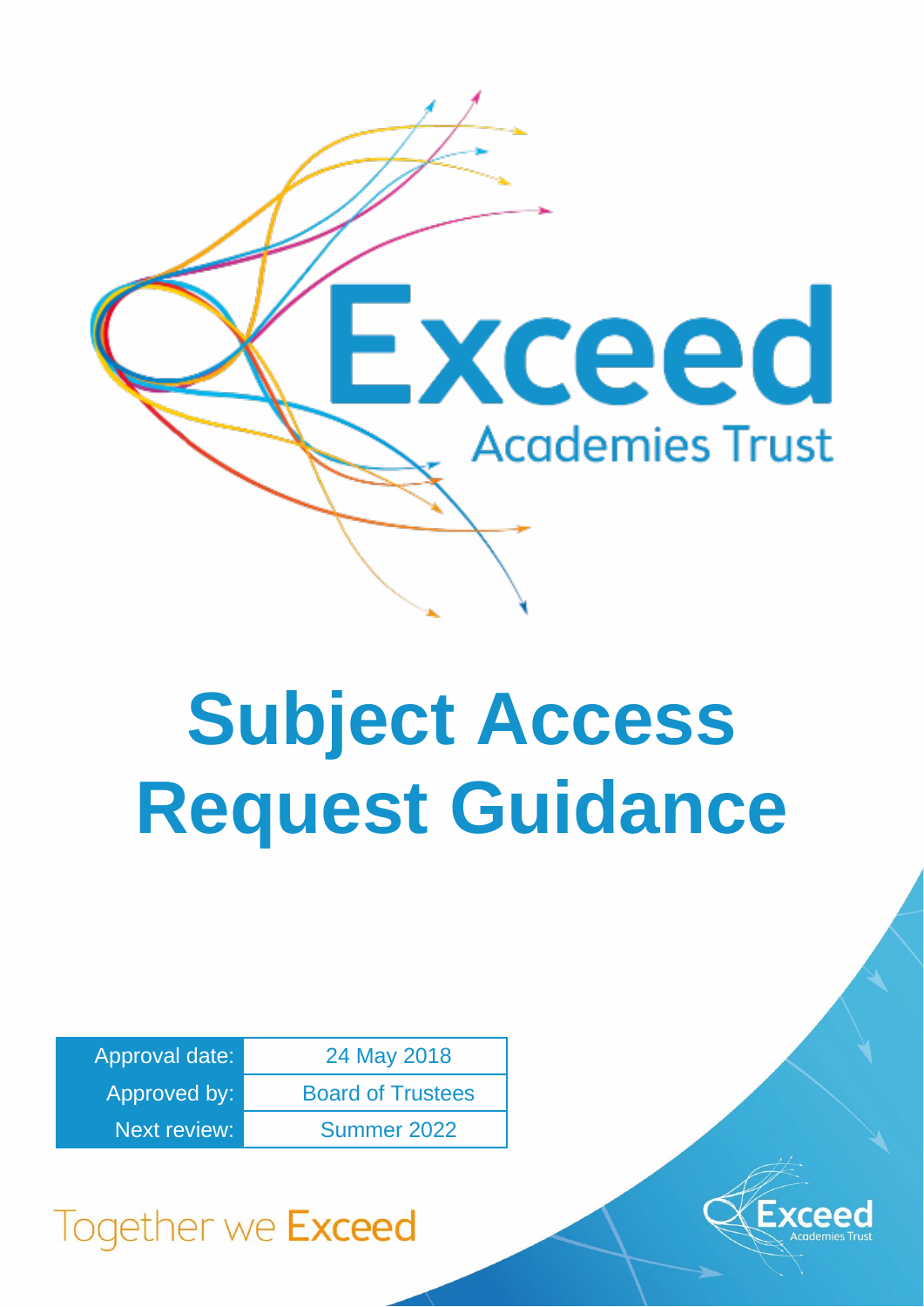Exceed

Academies Trust

# Subject Access Request Guidance

| Approval date: | 24 May 2018 |
| --- | --- |
| Approved by: | Board of Trustees |
| Next review: | Summer 2022 |

Together we **Exceed**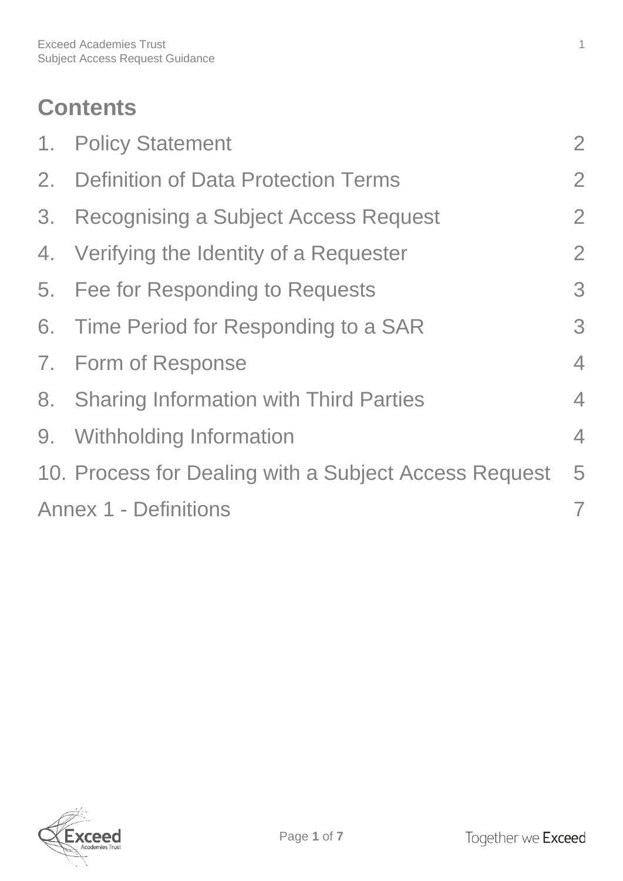# Contents

| | | |
|---|---|---|
| 1. | Policy Statement | 2 |
| 2. | Definition of Data Protection Terms | 2 |
| 3. | Recognising a Subject Access Request | 2 |
| 4. | Verifying the Identity of a Requester | 2 |
| 5. | Fee for Responding to Requests | 3 |
| 6. | Time Period for Responding to a SAR | 3 |
| 7. | Form of Response | 4 |
| 8. | Sharing Information with Third Parties | 4 |
| 9. | Withholding Information | 4 |
| 10. | Process for Dealing with a Subject Access Request | 5 |
| Annex 1 - Definitions | | 7 |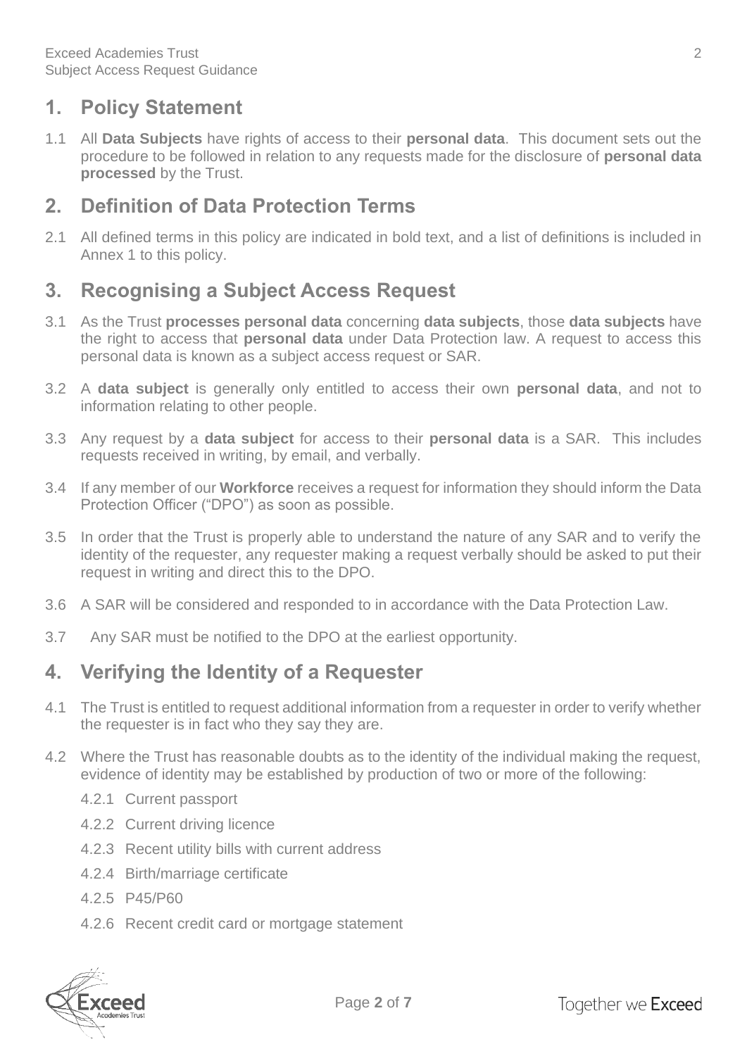## 1. Policy Statement

1.1 All **Data Subjects** have rights of access to their **personal data**. This document sets out the procedure to be followed in relation to any requests made for the disclosure of **personal data processed** by the Trust.

## 2. Definition of Data Protection Terms

2.1 All defined terms in this policy are indicated in bold text, and a list of definitions is included in Annex 1 to this policy.

## 3. Recognising a Subject Access Request

3.1 As the Trust **processes personal data** concerning **data subjects**, those **data subjects** have the right to access that **personal data** under Data Protection law. A request to access this personal data is known as a subject access request or SAR.

3.2 A **data subject** is generally only entitled to access their own **personal data**, and not to information relating to other people.

3.3 Any request by a **data subject** for access to their **personal data** is a SAR. This includes requests received in writing, by email, and verbally.

3.4 If any member of our **Workforce** receives a request for information they should inform the Data Protection Officer ("DPO") as soon as possible.

3.5 In order that the Trust is properly able to understand the nature of any SAR and to verify the identity of the requester, any requester making a request verbally should be asked to put their request in writing and direct this to the DPO.

3.6 A SAR will be considered and responded to in accordance with the Data Protection Law.

3.7 Any SAR must be notified to the DPO at the earliest opportunity.

## 4. Verifying the Identity of a Requester

4.1 The Trust is entitled to request additional information from a requester in order to verify whether the requester is in fact who they say they are.

4.2 Where the Trust has reasonable doubts as to the identity of the individual making the request, evidence of identity may be established by production of two or more of the following:

4.2.1 Current passport

4.2.2 Current driving licence

4.2.3 Recent utility bills with current address

4.2.4 Birth/marriage certificate

4.2.5 P45/P60

4.2.6 Recent credit card or mortgage statement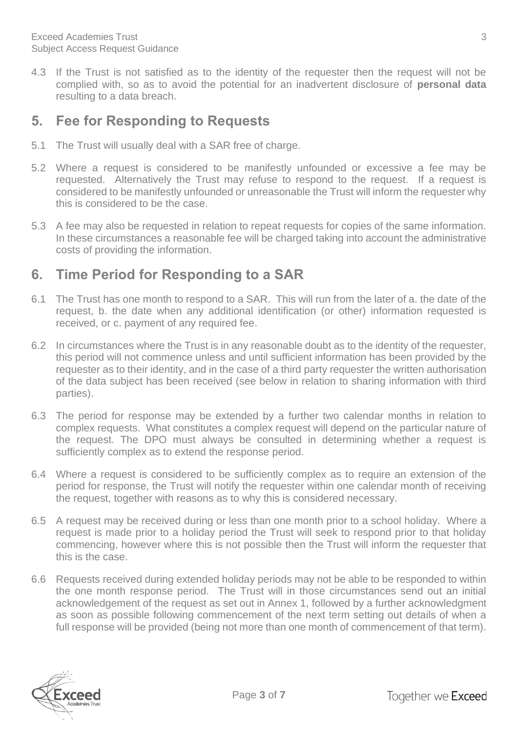4.3 If the Trust is not satisfied as to the identity of the requester then the request will not be complied with, so as to avoid the potential for an inadvertent disclosure of **personal data** resulting to a data breach.

## 5. Fee for Responding to Requests

5.1 The Trust will usually deal with a SAR free of charge.

5.2 Where a request is considered to be manifestly unfounded or excessive a fee may be requested. Alternatively the Trust may refuse to respond to the request. If a request is considered to be manifestly unfounded or unreasonable the Trust will inform the requester why this is considered to be the case.

5.3 A fee may also be requested in relation to repeat requests for copies of the same information. In these circumstances a reasonable fee will be charged taking into account the administrative costs of providing the information.

## 6. Time Period for Responding to a SAR

6.1 The Trust has one month to respond to a SAR. This will run from the later of a. the date of the request, b. the date when any additional identification (or other) information requested is received, or c. payment of any required fee.

6.2 In circumstances where the Trust is in any reasonable doubt as to the identity of the requester, this period will not commence unless and until sufficient information has been provided by the requester as to their identity, and in the case of a third party requester the written authorisation of the data subject has been received (see below in relation to sharing information with third parties).

6.3 The period for response may be extended by a further two calendar months in relation to complex requests. What constitutes a complex request will depend on the particular nature of the request. The DPO must always be consulted in determining whether a request is sufficiently complex as to extend the response period.

6.4 Where a request is considered to be sufficiently complex as to require an extension of the period for response, the Trust will notify the requester within one calendar month of receiving the request, together with reasons as to why this is considered necessary.

6.5 A request may be received during or less than one month prior to a school holiday. Where a request is made prior to a holiday period the Trust will seek to respond prior to that holiday commencing, however where this is not possible then the Trust will inform the requester that this is the case.

6.6 Requests received during extended holiday periods may not be able to be responded to within the one month response period. The Trust will in those circumstances send out an initial acknowledgement of the request as set out in Annex 1, followed by a further acknowledgment as soon as possible following commencement of the next term setting out details of when a full response will be provided (being not more than one month of commencement of that term).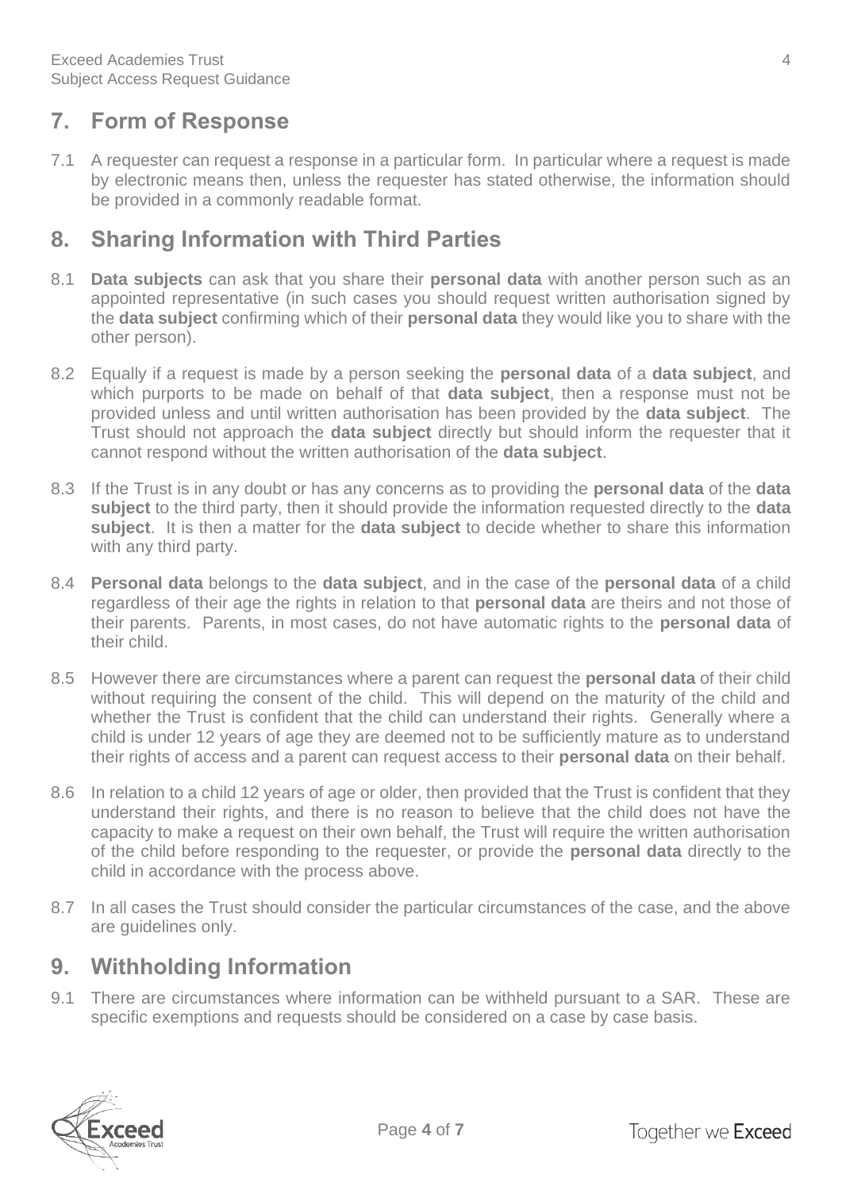## 7. Form of Response

7.1 A requester can request a response in a particular form. In particular where a request is made by electronic means then, unless the requester has stated otherwise, the information should be provided in a commonly readable format.

## 8. Sharing Information with Third Parties

8.1 **Data subjects** can ask that you share their **personal data** with another person such as an appointed representative (in such cases you should request written authorisation signed by the **data subject** confirming which of their **personal data** they would like you to share with the other person).

8.2 Equally if a request is made by a person seeking the **personal data** of a **data subject**, and which purports to be made on behalf of that **data subject**, then a response must not be provided unless and until written authorisation has been provided by the **data subject**. The Trust should not approach the **data subject** directly but should inform the requester that it cannot respond without the written authorisation of the **data subject**.

8.3 If the Trust is in any doubt or has any concerns as to providing the **personal data** of the **data subject** to the third party, then it should provide the information requested directly to the **data subject**. It is then a matter for the **data subject** to decide whether to share this information with any third party.

8.4 **Personal data** belongs to the **data subject**, and in the case of the **personal data** of a child regardless of their age the rights in relation to that **personal data** are theirs and not those of their parents. Parents, in most cases, do not have automatic rights to the **personal data** of their child.

8.5 However there are circumstances where a parent can request the **personal data** of their child without requiring the consent of the child. This will depend on the maturity of the child and whether the Trust is confident that the child can understand their rights. Generally where a child is under 12 years of age they are deemed not to be sufficiently mature as to understand their rights of access and a parent can request access to their **personal data** on their behalf.

8.6 In relation to a child 12 years of age or older, then provided that the Trust is confident that they understand their rights, and there is no reason to believe that the child does not have the capacity to make a request on their own behalf, the Trust will require the written authorisation of the child before responding to the requester, or provide the **personal data** directly to the child in accordance with the process above.

8.7 In all cases the Trust should consider the particular circumstances of the case, and the above are guidelines only.

## 9. Withholding Information

9.1 There are circumstances where information can be withheld pursuant to a SAR. These are specific exemptions and requests should be considered on a case by case basis.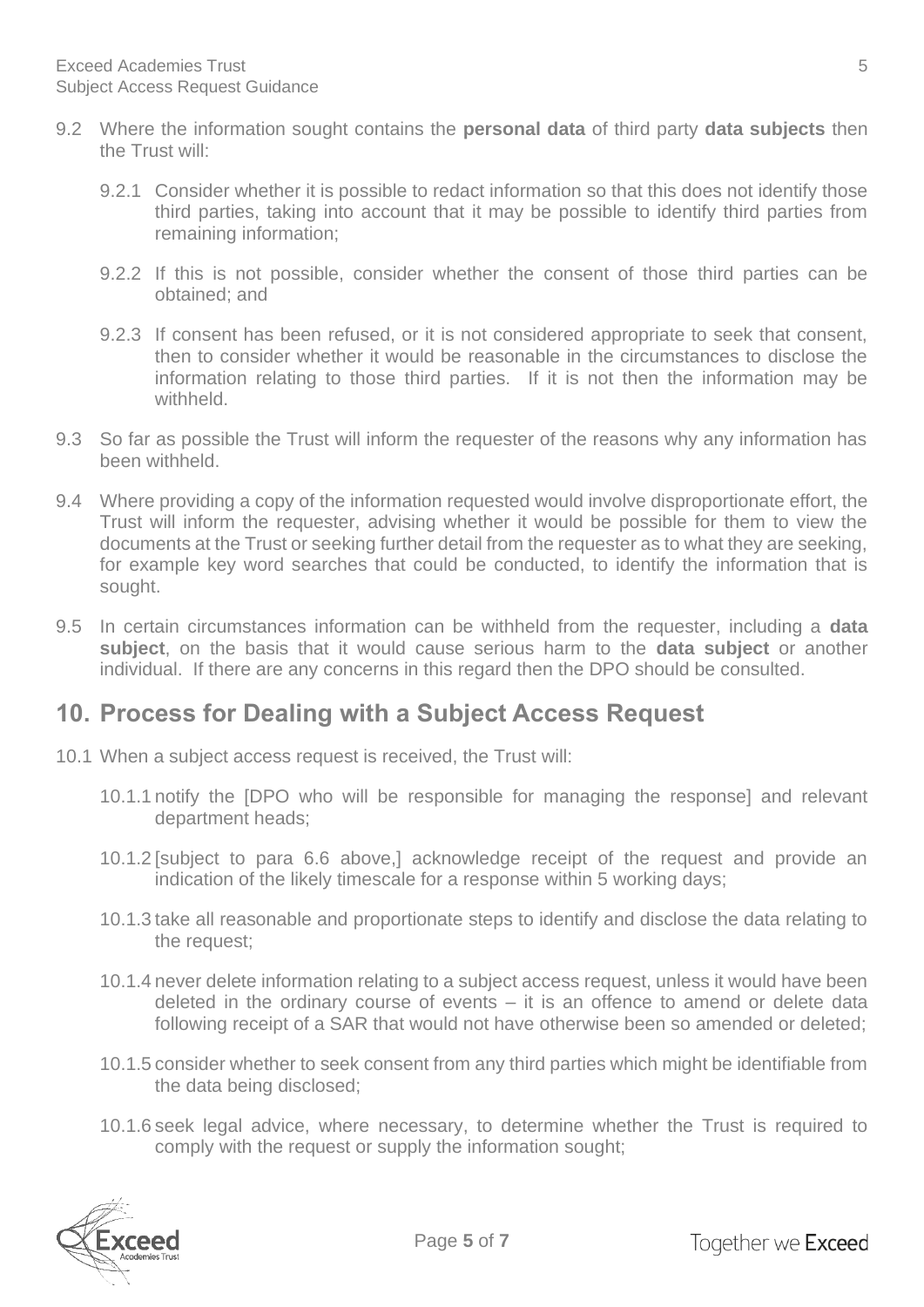9.2 Where the information sought contains the **personal data** of third party **data subjects** then the Trust will:

9.2.1 Consider whether it is possible to redact information so that this does not identify those third parties, taking into account that it may be possible to identify third parties from remaining information;

9.2.2 If this is not possible, consider whether the consent of those third parties can be obtained; and

9.2.3 If consent has been refused, or it is not considered appropriate to seek that consent, then to consider whether it would be reasonable in the circumstances to disclose the information relating to those third parties. If it is not then the information may be withheld.

9.3 So far as possible the Trust will inform the requester of the reasons why any information has been withheld.

9.4 Where providing a copy of the information requested would involve disproportionate effort, the Trust will inform the requester, advising whether it would be possible for them to view the documents at the Trust or seeking further detail from the requester as to what they are seeking, for example key word searches that could be conducted, to identify the information that is sought.

9.5 In certain circumstances information can be withheld from the requester, including a **data subject**, on the basis that it would cause serious harm to the **data subject** or another individual. If there are any concerns in this regard then the DPO should be consulted.

## 10. Process for Dealing with a Subject Access Request

10.1 When a subject access request is received, the Trust will:

10.1.1 notify the [DPO who will be responsible for managing the response] and relevant department heads;

10.1.2 [subject to para 6.6 above,] acknowledge receipt of the request and provide an indication of the likely timescale for a response within 5 working days;

10.1.3 take all reasonable and proportionate steps to identify and disclose the data relating to the request;

10.1.4 never delete information relating to a subject access request, unless it would have been deleted in the ordinary course of events – it is an offence to amend or delete data following receipt of a SAR that would not have otherwise been so amended or deleted;

10.1.5 consider whether to seek consent from any third parties which might be identifiable from the data being disclosed;

10.1.6 seek legal advice, where necessary, to determine whether the Trust is required to comply with the request or supply the information sought;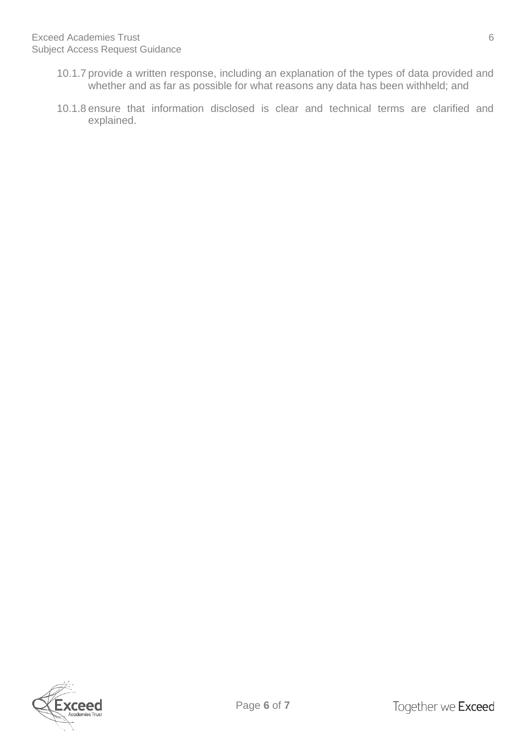10.1.7 provide a written response, including an explanation of the types of data provided and whether and as far as possible for what reasons any data has been withheld; and

10.1.8 ensure that information disclosed is clear and technical terms are clarified and explained.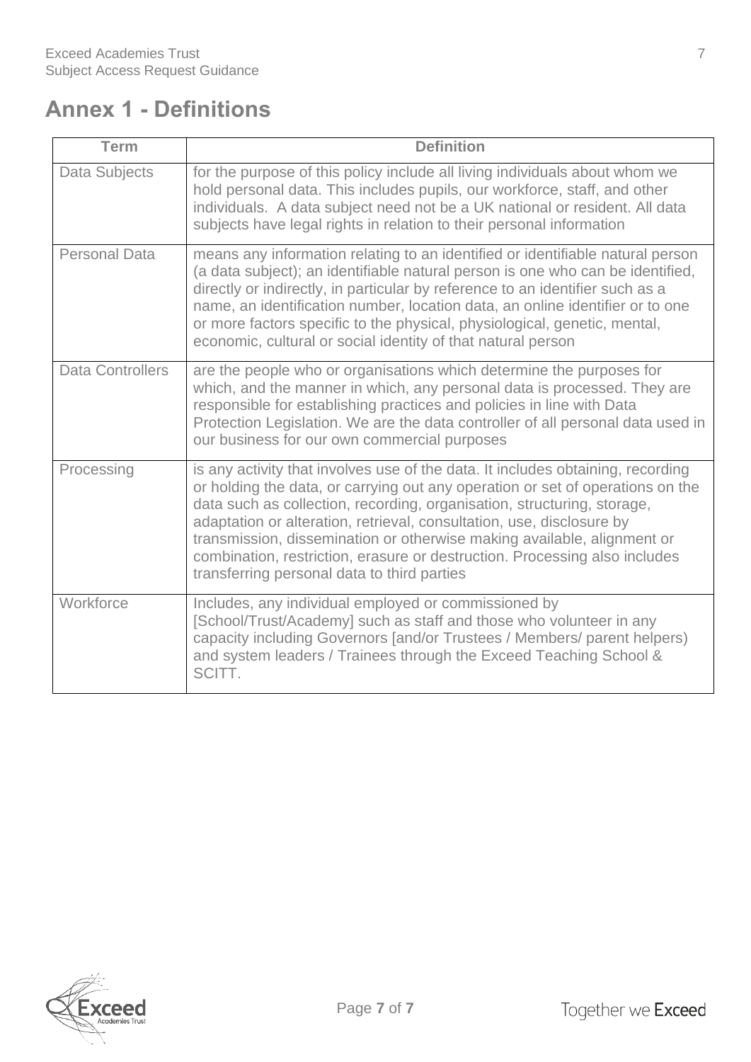# Annex 1 - Definitions

| Term | Definition |
|---|---|
| Data Subjects | for the purpose of this policy include all living individuals about whom we hold personal data. This includes pupils, our workforce, staff, and other individuals. A data subject need not be a UK national or resident. All data subjects have legal rights in relation to their personal information |
| Personal Data | means any information relating to an identified or identifiable natural person (a data subject); an identifiable natural person is one who can be identified, directly or indirectly, in particular by reference to an identifier such as a name, an identification number, location data, an online identifier or to one or more factors specific to the physical, physiological, genetic, mental, economic, cultural or social identity of that natural person |
| Data Controllers | are the people who or organisations which determine the purposes for which, and the manner in which, any personal data is processed. They are responsible for establishing practices and policies in line with Data Protection Legislation. We are the data controller of all personal data used in our business for our own commercial purposes |
| Processing | is any activity that involves use of the data. It includes obtaining, recording or holding the data, or carrying out any operation or set of operations on the data such as collection, recording, organisation, structuring, storage, adaptation or alteration, retrieval, consultation, use, disclosure by transmission, dissemination or otherwise making available, alignment or combination, restriction, erasure or destruction. Processing also includes transferring personal data to third parties |
| Workforce | Includes, any individual employed or commissioned by [School/Trust/Academy] such as staff and those who volunteer in any capacity including Governors [and/or Trustees / Members/ parent helpers) and system leaders / Trainees through the Exceed Teaching School & SCITT. |